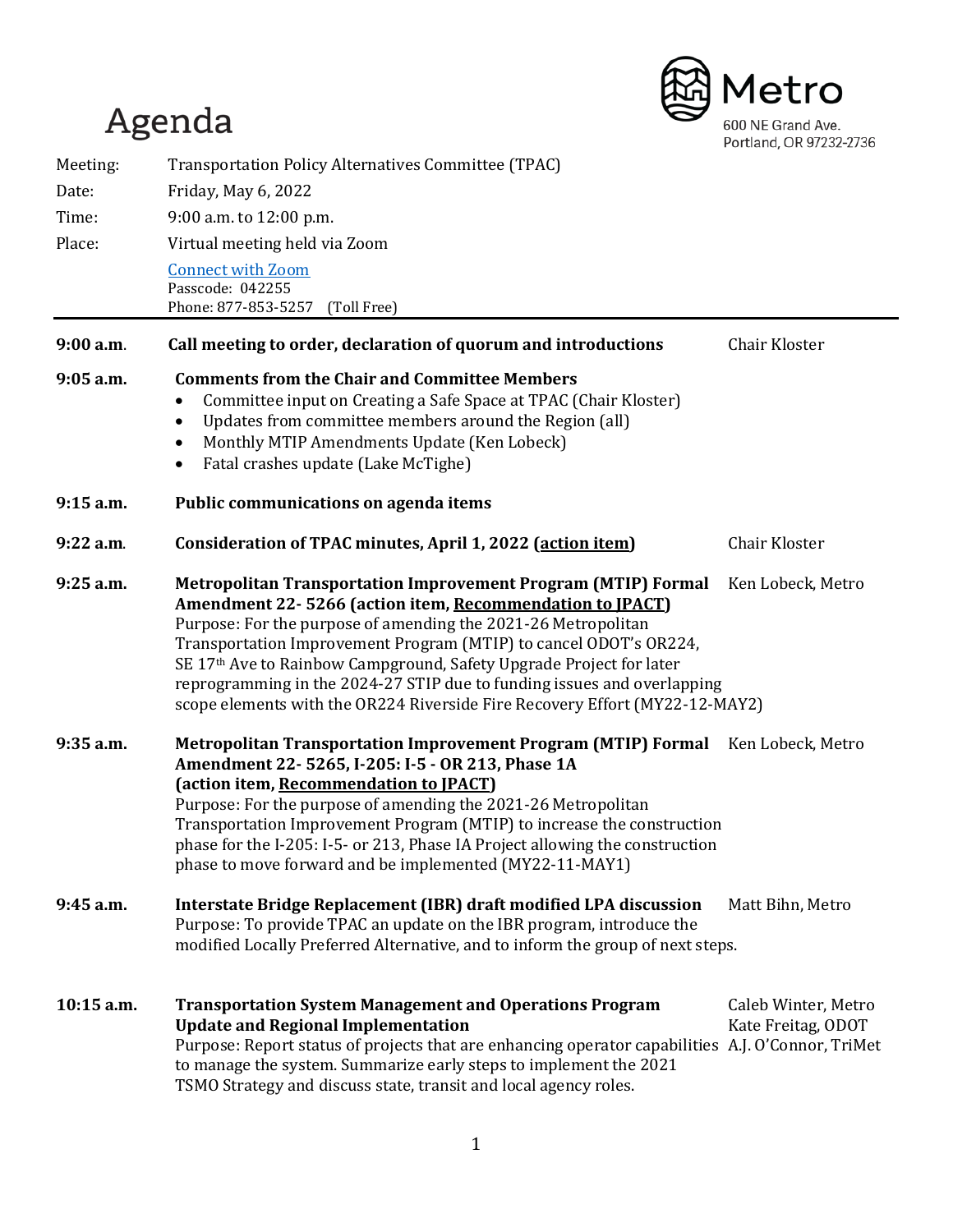# Agenda

Metro
600 NE Grand Ave.
Portland, OR 97232-2736

| | |
|---|---|
| Meeting: | Transportation Policy Alternatives Committee (TPAC) |
| Date: | Friday, May 6, 2022 |
| Time: | 9:00 a.m. to 12:00 p.m. |
| Place: | Virtual meeting held via Zoom |

[Connect with Zoom](#)
Passcode: 042255
Phone: 877-853-5257 (Toll Free)

---

**9:00 a.m.** **Call meeting to order, declaration of quorum and introductions** — Chair Kloster

**9:05 a.m.** **Comments from the Chair and Committee Members**

- Committee input on Creating a Safe Space at TPAC (Chair Kloster)
- Updates from committee members around the Region (all)
- Monthly MTIP Amendments Update (Ken Lobeck)
- Fatal crashes update (Lake McTighe)

**9:15 a.m.** **Public communications on agenda items**

**9:22 a.m.** **Consideration of TPAC minutes, April 1, 2022 (action item)** — Chair Kloster

**9:25 a.m.** **Metropolitan Transportation Improvement Program (MTIP) Formal Amendment 22- 5266 (action item, Recommendation to JPACT)** — Ken Lobeck, Metro

Purpose: For the purpose of amending the 2021-26 Metropolitan Transportation Improvement Program (MTIP) to cancel ODOT's OR224, SE 17th Ave to Rainbow Campground, Safety Upgrade Project for later reprogramming in the 2024-27 STIP due to funding issues and overlapping scope elements with the OR224 Riverside Fire Recovery Effort (MY22-12-MAY2)

**9:35 a.m.** **Metropolitan Transportation Improvement Program (MTIP) Formal Amendment 22- 5265, I-205: I-5 - OR 213, Phase 1A (action item, Recommendation to JPACT)** — Ken Lobeck, Metro

Purpose: For the purpose of amending the 2021-26 Metropolitan Transportation Improvement Program (MTIP) to increase the construction phase for the I-205: I-5- or 213, Phase IA Project allowing the construction phase to move forward and be implemented (MY22-11-MAY1)

**9:45 a.m.** **Interstate Bridge Replacement (IBR) draft modified LPA discussion** — Matt Bihn, Metro

Purpose: To provide TPAC an update on the IBR program, introduce the modified Locally Preferred Alternative, and to inform the group of next steps.

**10:15 a.m.** **Transportation System Management and Operations Program Update and Regional Implementation** — Caleb Winter, Metro; Kate Freitag, ODOT; A.J. O'Connor, TriMet

Purpose: Report status of projects that are enhancing operator capabilities to manage the system. Summarize early steps to implement the 2021 TSMO Strategy and discuss state, transit and local agency roles.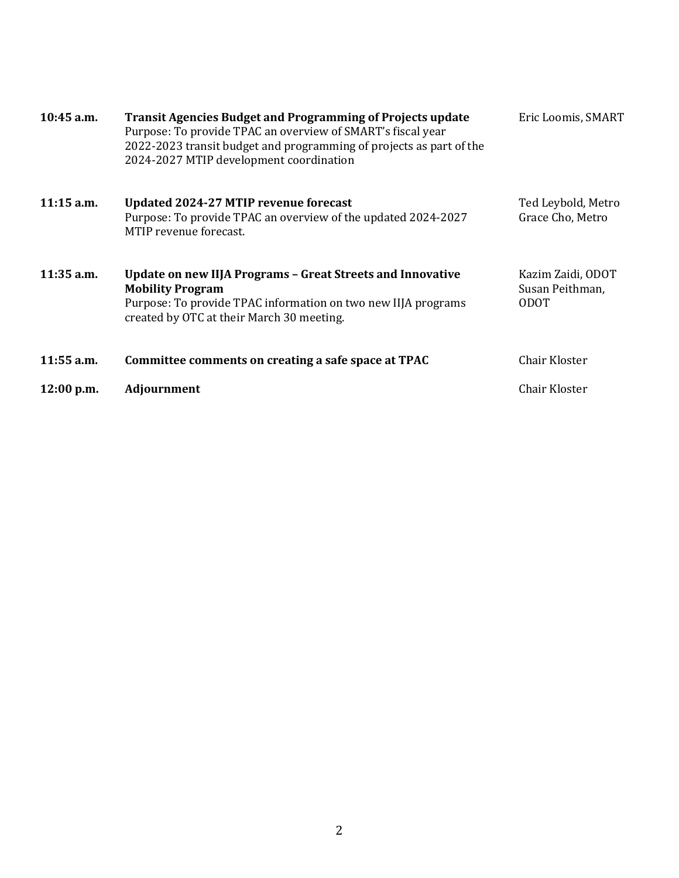| | | |
|---|---|---|
| **10:45 a.m.** | **Transit Agencies Budget and Programming of Projects update**<br>Purpose: To provide TPAC an overview of SMART's fiscal year 2022-2023 transit budget and programming of projects as part of the 2024-2027 MTIP development coordination | Eric Loomis, SMART |
| **11:15 a.m.** | **Updated 2024-27 MTIP revenue forecast**<br>Purpose: To provide TPAC an overview of the updated 2024-2027 MTIP revenue forecast. | Ted Leybold, Metro<br>Grace Cho, Metro |
| **11:35 a.m.** | **Update on new IIJA Programs – Great Streets and Innovative Mobility Program**<br>Purpose: To provide TPAC information on two new IIJA programs created by OTC at their March 30 meeting. | Kazim Zaidi, ODOT<br>Susan Peithman, ODOT |
| **11:55 a.m.** | **Committee comments on creating a safe space at TPAC** | Chair Kloster |
| **12:00 p.m.** | **Adjournment** | Chair Kloster |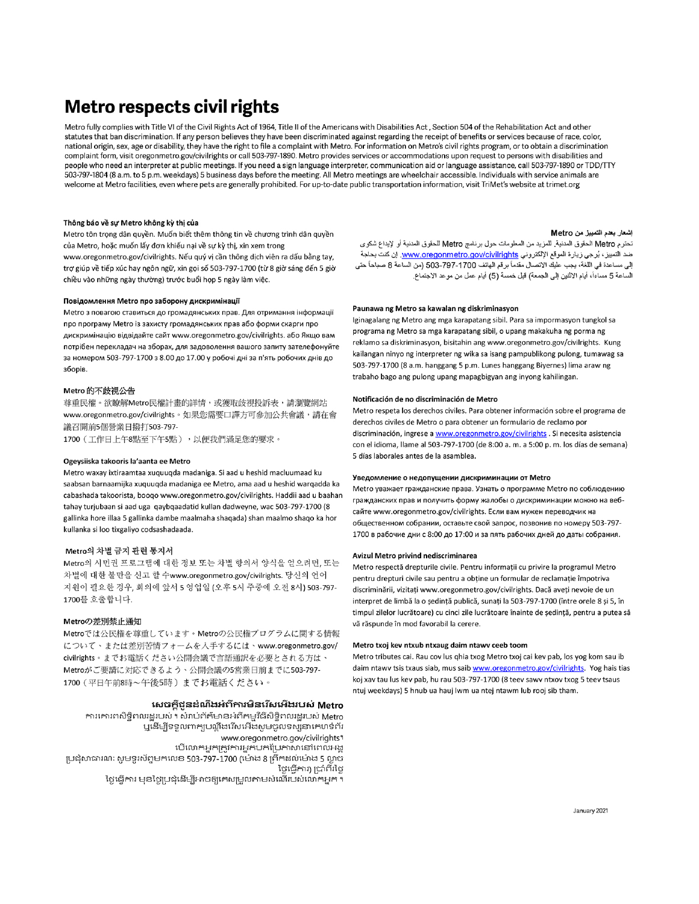# Metro respects civil rights

Metro fully complies with Title VI of the Civil Rights Act of 1964, Title II of the Americans with Disabilities Act , Section 504 of the Rehabilitation Act and other statutes that ban discrimination. If any person believes they have been discriminated against regarding the receipt of benefits or services because of race, color, national origin, sex, age or disability, they have the right to file a complaint with Metro. For information on Metro's civil rights program, or to obtain a discrimination complaint form, visit oregonmetro.gov/civilrights or call 503-797-1890. Metro provides services or accommodations upon request to persons with disabilities and people who need an interpreter at public meetings. If you need a sign language interpreter, communication aid or language assistance, call 503-797-1890 or TDD/TTY 503-797-1804 (8 a.m. to 5 p.m. weekdays) 5 business days before the meeting. All Metro meetings are wheelchair accessible. Individuals with service animals are welcome at Metro facilities, even where pets are generally prohibited. For up-to-date public transportation information, visit TriMet's website at trimet.org

**Thông báo về sự Metro không kỳ thị của**

Metro tôn trọng dân quyền. Muốn biết thêm thông tin về chương trình dân quyền của Metro, hoặc muốn lấy đơn khiếu nại về sự kỳ thị, xin xem trong www.oregonmetro.gov/civilrights. Nếu quý vị cần thông dịch viên ra dấu bằng tay, trợ giúp về tiếp xúc hay ngôn ngữ, xin gọi số 503-797-1700 (từ 8 giờ sáng đến 5 giờ chiều vào những ngày thường) trước buổi họp 5 ngày làm việc.

**Повідомлення Metro про заборону дискримінації**

Metro з повагою ставиться до громадянських прав. Для отримання інформації про програму Metro із захисту громадянських прав або форми скарги про дискримінацію відвідайте сайт www.oregonmetro.gov/civilrights. або Якщо вам потрібен перекладач на зборах, для задоволення вашого запиту зателефонуйте за номером 503-797-1700 з 8.00 до 17.00 у робочі дні за п'ять робочих днів до зборів.

**Metro 的不歧視公告**

尊重民權。欲瞭解Metro民權計畫的詳情，或獲取歧視投訴表，請瀏覽網站www.oregonmetro.gov/civilrights。如果您需要口譯方可參加公共會議，請在會議召開前5個營業日撥打503-797-1700（工作日上午8點至下午5點），以便我們滿足您的要求。

**Ogeysiiska takooris la'aanta ee Metro**

Metro waxay ixtiraamtaa xuquuqda madaniga. Si aad u heshid macluumaad ku saabsan barnaamijka xuquuqda madaniga ee Metro, ama aad u heshid warqadda ka cabashada takoorista, booqo www.oregonmetro.gov/civilrights. Haddii aad u baahan tahay turjubaan si aad uga qaybqaadatid kullan dadweyne, wac 503-797-1700 (8 gallinka hore illaa 5 gallinka dambe maalmaha shaqada) shan maalmo shaqo ka hor kullanka si loo tixgaliyo codsashadaada.

**Metro의 차별 금지 관련 통지서**

Metro의 시민권 프로그램에 대한 정보 또는 차별 항의서 양식을 얻으려면, 또는 차별에 대한 불만을 신고 할 수www.oregonmetro.gov/civilrights. 당신의 언어 지원이 필요한 경우, 회의에 앞서 5 영업일 (오후 5시 주중에 오전 8시) 503-797-1700를 호출합니다.

**Metroの差別禁止通知**

Metroでは公民権を尊重しています。Metroの公民権プログラムに関する情報について、または差別苦情フォームを入手するには、www.oregonmetro.gov/civilrights。までお電話ください公開会議で言語通訳を必要とされる方は、Metroがご要請に対応できるよう、公開会議の5営業日前までに503-797-1700（平日午前8時～午後5時）までお電話ください。

**សេចក្តីជូនដំណឹងអំពីការមិនរើសអើងរបស់ Metro**

ការគោរពសិទ្ធិពលរដ្ឋរបស់ ។ សំរាប់ព័ត៌មានអំពីកម្មវិធីសិទ្ធិពលរដ្ឋរបស់ Metro ឬដើម្បីទទួលពាក្យបណ្តឹងរើសអើងសូមចូលទស្សនាគេហទំព័រ www.oregonmetro.gov/civilrights។ បើលោកអ្នកត្រូវការអ្នកបកប្រែភាសានៅពេលអង្គប្រជុំសាធារណៈ សូមទូរស័ព្ទមកលេខ 503-797-1700 (ម៉ោង 8 ព្រឹកដល់ម៉ោង 5 ល្ងាច ថ្ងៃធ្វើការ) ប្រាំពីរថ្ងៃ ថ្ងៃធ្វើការ មុនថ្ងៃប្រជុំដើម្បីអាចឲ្យគេសម្រួលតាមសំណើរបស់លោកអ្នក ។

**إشعار بعدم التمييز من Metro**

تحترم Metro الحقوق المدنية. للمزيد من المعلومات حول برنامج Metro للحقوق المدنية أو لإيداع شكوى ضد التمييز، يُرجى زيارة الموقع الإلكتروني www.oregonmetro.gov/civilrights. إن كنت بحاجة إلى مساعدة في اللغة، يجب عليك الاتصال مقدماً برقم الهاتف 1700-797-503 (من الساعة 8 صباحاً حتى الساعة 5 مساءاً، أيام الاثنين إلى الجمعة) قبل خمسة (5) أيام عمل من موعد الاجتماع.

**Paunawa ng Metro sa kawalan ng diskriminasyon**

Iginagalang ng Metro ang mga karapatang sibil. Para sa impormasyon tungkol sa programa ng Metro sa mga karapatang sibil, o upang makakuha ng porma ng reklamo sa diskriminasyon, bisitahin ang www.oregonmetro.gov/civilrights. Kung kailangan ninyo ng interpreter ng wika sa isang pampublikong pulong, tumawag sa 503-797-1700 (8 a.m. hanggang 5 p.m. Lunes hanggang Biyernes) lima araw ng trabaho bago ang pulong upang mapagbigyan ang inyong kahilingan.

**Notificación de no discriminación de Metro**

Metro respeta los derechos civiles. Para obtener información sobre el programa de derechos civiles de Metro o para obtener un formulario de reclamo por discriminación, ingrese a www.oregonmetro.gov/civilrights . Si necesita asistencia con el idioma, llame al 503-797-1700 (de 8:00 a. m. a 5:00 p. m. los días de semana) 5 días laborales antes de la asamblea.

**Уведомление о недопущении дискриминации от Metro**

Metro уважает гражданские права. Узнать о программе Metro по соблюдению гражданских прав и получить форму жалобы о дискриминации можно на веб-сайте www.oregonmetro.gov/civilrights. Если вам нужен переводчик на общественном собрании, оставьте свой запрос, позвонив по номеру 503-797-1700 в рабочие дни с 8:00 до 17:00 и за пять рабочих дней до даты собрания.

**Avizul Metro privind nediscriminarea**

Metro respectă drepturile civile. Pentru informații cu privire la programul Metro pentru drepturi civile sau pentru a obține un formular de reclamație împotriva discriminării, vizitați www.oregonmetro.gov/civilrights. Dacă aveți nevoie de un interpret de limbă la o ședință publică, sunați la 503-797-1700 (între orele 8 și 5, în timpul zilelor lucrătoare) cu cinci zile lucrătoare înainte de ședință, pentru a putea să vă răspunde în mod favorabil la cerere.

**Metro txoj kev ntxub ntxaug daim ntawv ceeb toom**

Metro tributes cai. Rau cov lus qhia txog Metro txoj cai kev pab, los yog kom sau ib daim ntawv tsis txaus siab, mus saib www.oregonmetro.gov/civilrights. Yog hais tias koj xav tau lus kev pab, hu rau 503-797-1700 (8 teev sawv ntxov txog 5 teev tsaus ntuj weekdays) 5 hnub ua hauj lwm ua ntej ntawm lub rooj sib tham.

January 2021